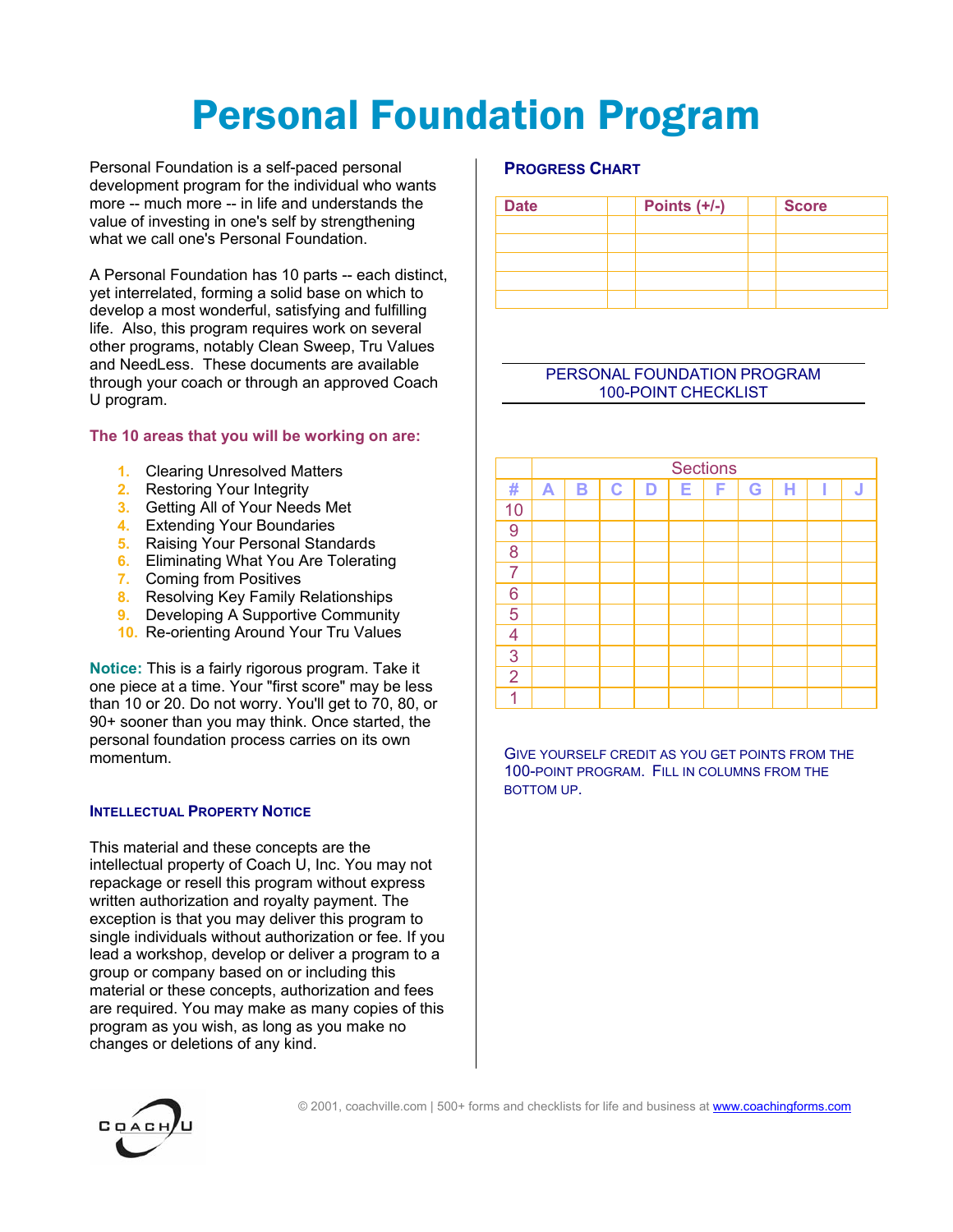# Personal Foundation Program

Personal Foundation is a self-paced personal development program for the individual who wants more -- much more -- in life and understands the value of investing in one's self by strengthening what we call one's Personal Foundation.

A Personal Foundation has 10 parts -- each distinct, yet interrelated, forming a solid base on which to develop a most wonderful, satisfying and fulfilling life. Also, this program requires work on several other programs, notably Clean Sweep, Tru Values and NeedLess. These documents are available through your coach or through an approved Coach U program.

**The 10 areas that you will be working on are:**

1. Clearing Unresolved Matters
2. Restoring Your Integrity
3. Getting All of Your Needs Met
4. Extending Your Boundaries
5. Raising Your Personal Standards
6. Eliminating What You Are Tolerating
7. Coming from Positives
8. Resolving Key Family Relationships
9. Developing A Supportive Community
10. Re-orienting Around Your Tru Values

**Notice:** This is a fairly rigorous program. Take it one piece at a time. Your "first score" may be less than 10 or 20. Do not worry. You'll get to 70, 80, or 90+ sooner than you may think. Once started, the personal foundation process carries on its own momentum.

### Intellectual Property Notice

This material and these concepts are the intellectual property of Coach U, Inc. You may not repackage or resell this program without express written authorization and royalty payment. The exception is that you may deliver this program to single individuals without authorization or fee. If you lead a workshop, develop or deliver a program to a group or company based on or including this material or these concepts, authorization and fees are required. You may make as many copies of this program as you wish, as long as you make no changes or deletions of any kind.

### Progress Chart

| Date | | Points (+/-) | | Score |
|---|---|---|---|---|
| | | | | |
| | | | | |
| | | | | |
| | | | | |
| | | | | |

### PERSONAL FOUNDATION PROGRAM 100-POINT CHECKLIST

| | Sections | | | | | | | | | |
|---|---|---|---|---|---|---|---|---|---|---|
| # | A | B | C | D | E | F | G | H | I | J |
| 10 | | | | | | | | | | |
| 9 | | | | | | | | | | |
| 8 | | | | | | | | | | |
| 7 | | | | | | | | | | |
| 6 | | | | | | | | | | |
| 5 | | | | | | | | | | |
| 4 | | | | | | | | | | |
| 3 | | | | | | | | | | |
| 2 | | | | | | | | | | |
| 1 | | | | | | | | | | |

Give yourself credit as you get points from the 100-point program. Fill in columns from the bottom up.

© 2001, coachville.com | 500+ forms and checklists for life and business at www.coachingforms.com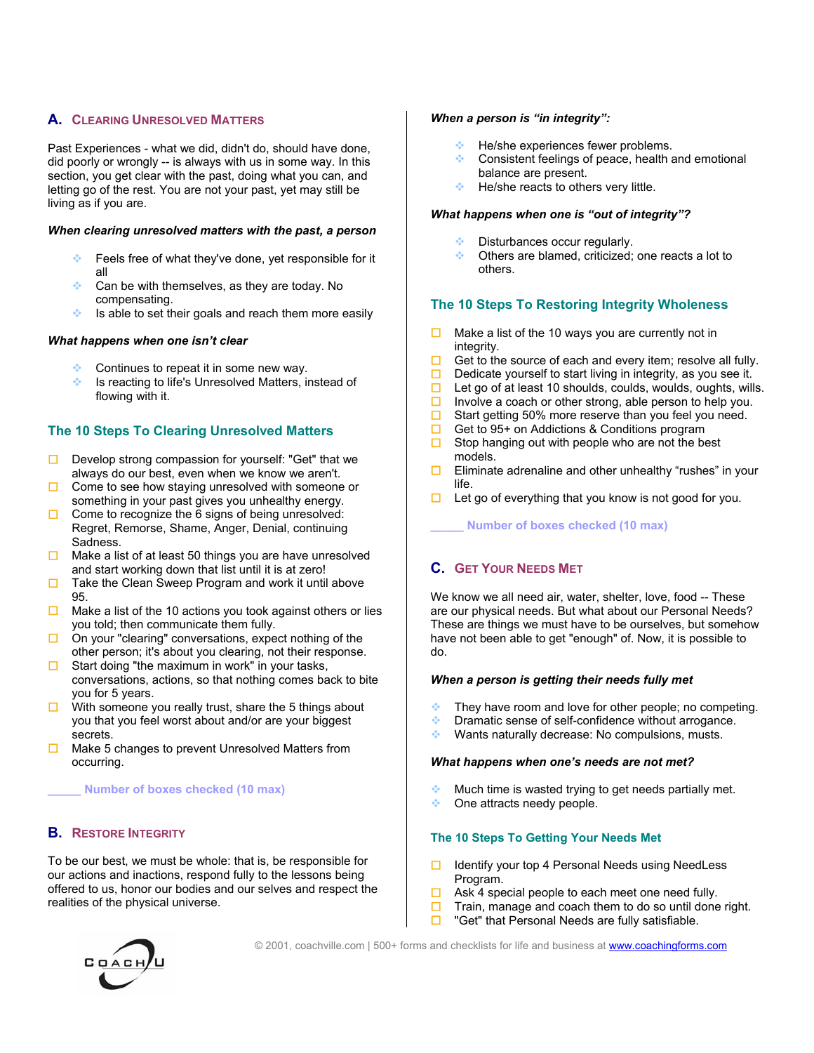## A. Clearing Unresolved Matters

Past Experiences - what we did, didn't do, should have done, did poorly or wrongly -- is always with us in some way. In this section, you get clear with the past, doing what you can, and letting go of the rest. You are not your past, yet may still be living as if you are.

***When clearing unresolved matters with the past, a person***

- Feels free of what they've done, yet responsible for it all
- Can be with themselves, as they are today. No compensating.
- Is able to set their goals and reach them more easily

***What happens when one isn't clear***

- Continues to repeat it in some new way.
- Is reacting to life's Unresolved Matters, instead of flowing with it.

### The 10 Steps To Clearing Unresolved Matters

- ☐ Develop strong compassion for yourself: "Get" that we always do our best, even when we know we aren't.
- ☐ Come to see how staying unresolved with someone or something in your past gives you unhealthy energy.
- ☐ Come to recognize the 6 signs of being unresolved: Regret, Remorse, Shame, Anger, Denial, continuing Sadness.
- ☐ Make a list of at least 50 things you are have unresolved and start working down that list until it is at zero!
- ☐ Take the Clean Sweep Program and work it until above 95.
- ☐ Make a list of the 10 actions you took against others or lies you told; then communicate them fully.
- ☐ On your "clearing" conversations, expect nothing of the other person; it's about you clearing, not their response.
- ☐ Start doing "the maximum in work" in your tasks, conversations, actions, so that nothing comes back to bite you for 5 years.
- ☐ With someone you really trust, share the 5 things about you that you feel worst about and/or are your biggest secrets.
- ☐ Make 5 changes to prevent Unresolved Matters from occurring.

_____ **Number of boxes checked (10 max)**

## B. Restore Integrity

To be our best, we must be whole: that is, be responsible for our actions and inactions, respond fully to the lessons being offered to us, honor our bodies and our selves and respect the realities of the physical universe.

***When a person is "in integrity":***

- He/she experiences fewer problems.
- Consistent feelings of peace, health and emotional balance are present.
- He/she reacts to others very little.

***What happens when one is "out of integrity"?***

- Disturbances occur regularly.
- Others are blamed, criticized; one reacts a lot to others.

### The 10 Steps To Restoring Integrity Wholeness

- ☐ Make a list of the 10 ways you are currently not in integrity.
- ☐ Get to the source of each and every item; resolve all fully.
- ☐ Dedicate yourself to start living in integrity, as you see it.
- ☐ Let go of at least 10 shoulds, coulds, woulds, oughts, wills.
- ☐ Involve a coach or other strong, able person to help you.
- ☐ Start getting 50% more reserve than you feel you need.
- ☐ Get to 95+ on Addictions & Conditions program
- ☐ Stop hanging out with people who are not the best models.
- ☐ Eliminate adrenaline and other unhealthy "rushes" in your life.
- ☐ Let go of everything that you know is not good for you.

_____ **Number of boxes checked (10 max)**

## C. Get Your Needs Met

We know we all need air, water, shelter, love, food -- These are our physical needs. But what about our Personal Needs? These are things we must have to be ourselves, but somehow have not been able to get "enough" of. Now, it is possible to do.

***When a person is getting their needs fully met***

- They have room and love for other people; no competing.
- Dramatic sense of self-confidence without arrogance.
- Wants naturally decrease: No compulsions, musts.

***What happens when one's needs are not met?***

- Much time is wasted trying to get needs partially met.
- One attracts needy people.

### The 10 Steps To Getting Your Needs Met

- ☐ Identify your top 4 Personal Needs using NeedLess Program.
- ☐ Ask 4 special people to each meet one need fully.
- ☐ Train, manage and coach them to do so until done right.
- ☐ "Get" that Personal Needs are fully satisfiable.

© 2001, coachville.com | 500+ forms and checklists for life and business at www.coachingforms.com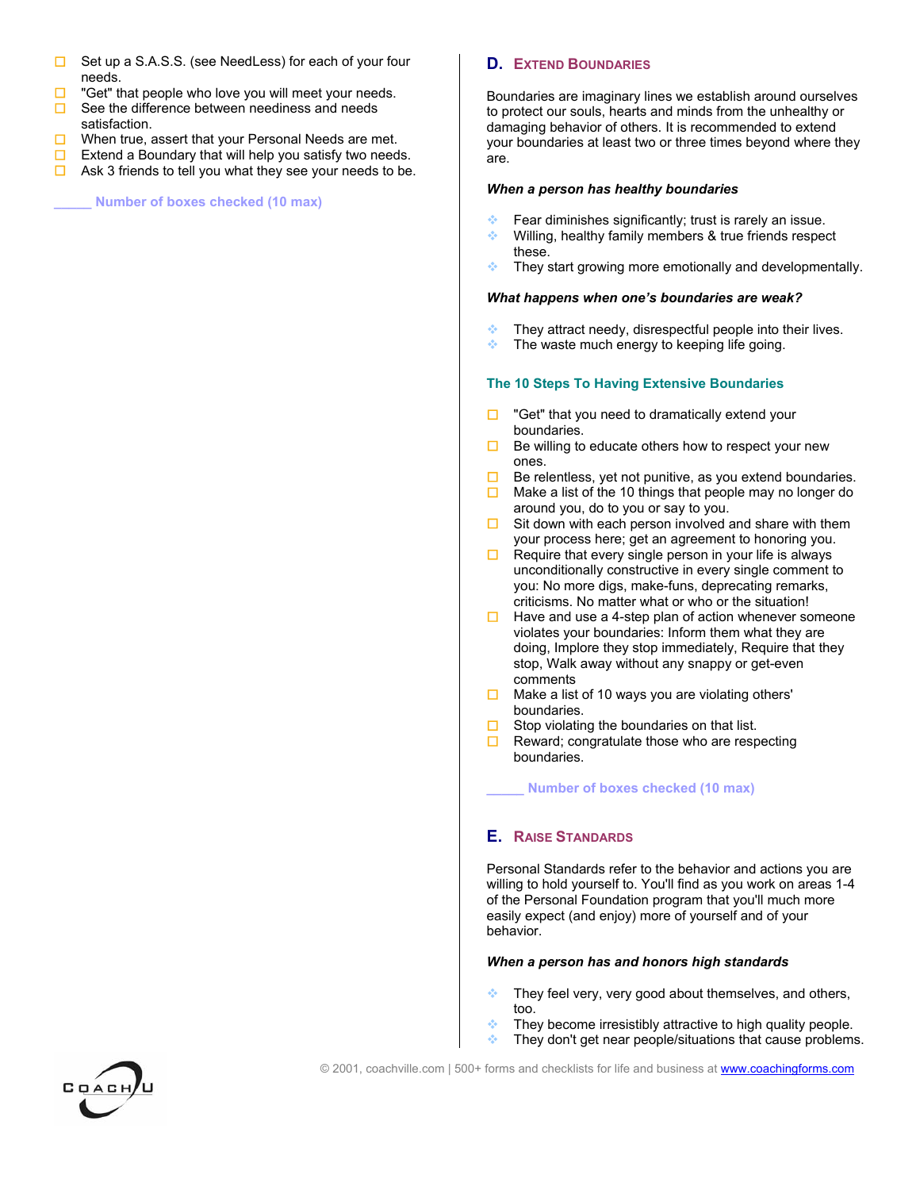- ☐ Set up a S.A.S.S. (see NeedLess) for each of your four needs.
- ☐ "Get" that people who love you will meet your needs.
- ☐ See the difference between neediness and needs satisfaction.
- ☐ When true, assert that your Personal Needs are met.
- ☐ Extend a Boundary that will help you satisfy two needs.
- ☐ Ask 3 friends to tell you what they see your needs to be.

_____ Number of boxes checked (10 max)

## D. EXTEND BOUNDARIES

Boundaries are imaginary lines we establish around ourselves to protect our souls, hearts and minds from the unhealthy or damaging behavior of others. It is recommended to extend your boundaries at least two or three times beyond where they are.

***When a person has healthy boundaries***

- Fear diminishes significantly; trust is rarely an issue.
- Willing, healthy family members & true friends respect these.
- They start growing more emotionally and developmentally.

***What happens when one's boundaries are weak?***

- They attract needy, disrespectful people into their lives.
- The waste much energy to keeping life going.

### The 10 Steps To Having Extensive Boundaries

- ☐ "Get" that you need to dramatically extend your boundaries.
- ☐ Be willing to educate others how to respect your new ones.
- ☐ Be relentless, yet not punitive, as you extend boundaries.
- ☐ Make a list of the 10 things that people may no longer do around you, do to you or say to you.
- ☐ Sit down with each person involved and share with them your process here; get an agreement to honoring you.
- ☐ Require that every single person in your life is always unconditionally constructive in every single comment to you: No more digs, make-funs, deprecating remarks, criticisms. No matter what or who or the situation!
- ☐ Have and use a 4-step plan of action whenever someone violates your boundaries: Inform them what they are doing, Implore they stop immediately, Require that they stop, Walk away without any snappy or get-even comments
- ☐ Make a list of 10 ways you are violating others' boundaries.
- ☐ Stop violating the boundaries on that list.
- ☐ Reward; congratulate those who are respecting boundaries.

_____ Number of boxes checked (10 max)

## E. RAISE STANDARDS

Personal Standards refer to the behavior and actions you are willing to hold yourself to. You'll find as you work on areas 1-4 of the Personal Foundation program that you'll much more easily expect (and enjoy) more of yourself and of your behavior.

***When a person has and honors high standards***

- They feel very, very good about themselves, and others, too.
- They become irresistibly attractive to high quality people.
- They don't get near people/situations that cause problems.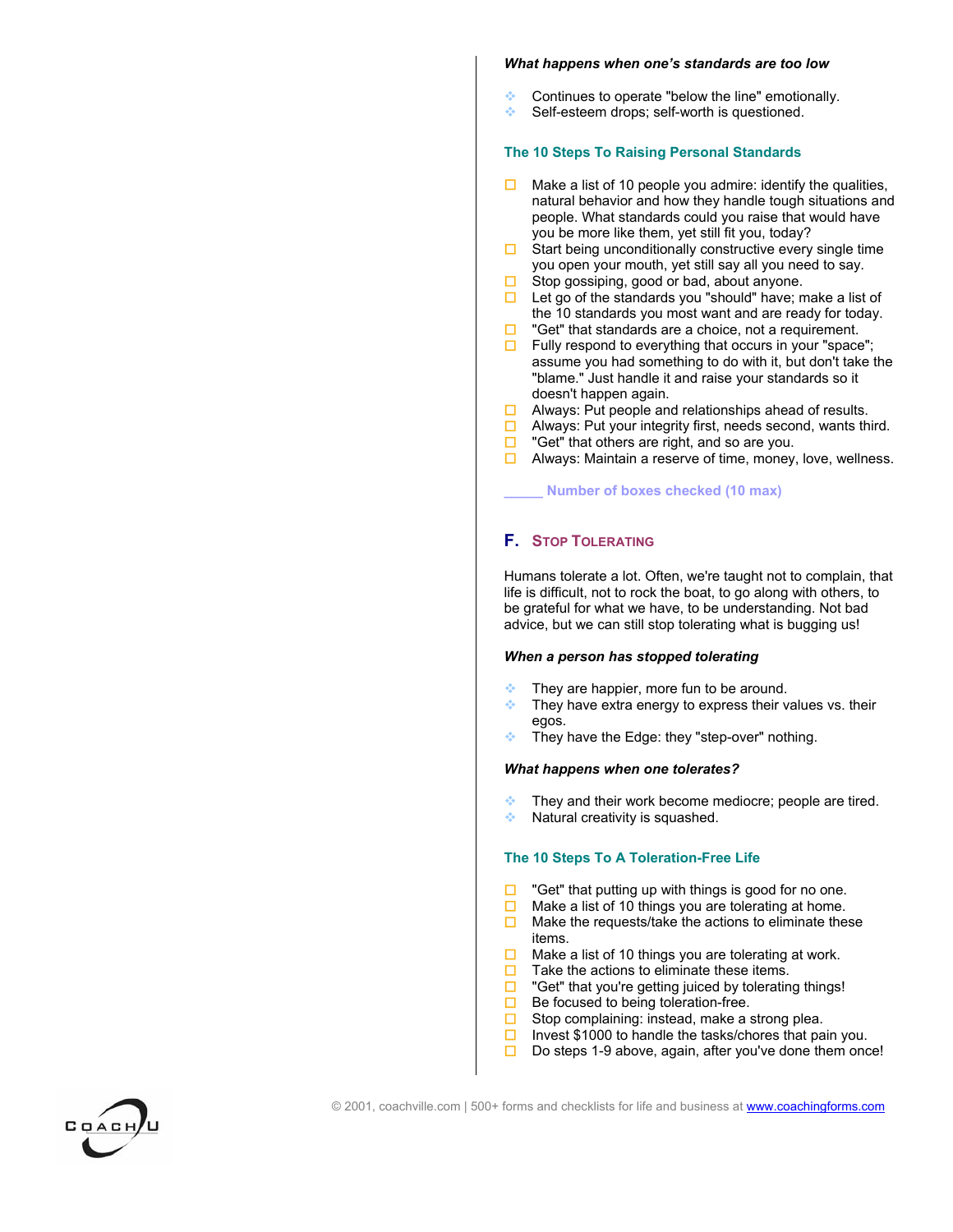***What happens when one's standards are too low***

- Continues to operate "below the line" emotionally.
- Self-esteem drops; self-worth is questioned.

### The 10 Steps To Raising Personal Standards

- ☐ Make a list of 10 people you admire: identify the qualities, natural behavior and how they handle tough situations and people. What standards could you raise that would have you be more like them, yet still fit you, today?
- ☐ Start being unconditionally constructive every single time you open your mouth, yet still say all you need to say.
- ☐ Stop gossiping, good or bad, about anyone.
- ☐ Let go of the standards you "should" have; make a list of the 10 standards you most want and are ready for today.
- ☐ "Get" that standards are a choice, not a requirement.
- ☐ Fully respond to everything that occurs in your "space"; assume you had something to do with it, but don't take the "blame." Just handle it and raise your standards so it doesn't happen again.
- ☐ Always: Put people and relationships ahead of results.
- ☐ Always: Put your integrity first, needs second, wants third.
- ☐ "Get" that others are right, and so are you.
- ☐ Always: Maintain a reserve of time, money, love, wellness.

_____ **Number of boxes checked (10 max)**

## F. Stop Tolerating

Humans tolerate a lot. Often, we're taught not to complain, that life is difficult, not to rock the boat, to go along with others, to be grateful for what we have, to be understanding. Not bad advice, but we can still stop tolerating what is bugging us!

***When a person has stopped tolerating***

- They are happier, more fun to be around.
- They have extra energy to express their values vs. their egos.
- They have the Edge: they "step-over" nothing.

***What happens when one tolerates?***

- They and their work become mediocre; people are tired.
- Natural creativity is squashed.

### The 10 Steps To A Toleration-Free Life

- ☐ "Get" that putting up with things is good for no one.
- ☐ Make a list of 10 things you are tolerating at home.
- ☐ Make the requests/take the actions to eliminate these items.
- ☐ Make a list of 10 things you are tolerating at work.
- ☐ Take the actions to eliminate these items.
- ☐ "Get" that you're getting juiced by tolerating things!
- ☐ Be focused to being toleration-free.
- ☐ Stop complaining: instead, make a strong plea.
- ☐ Invest $1000 to handle the tasks/chores that pain you.
- ☐ Do steps 1-9 above, again, after you've done them once!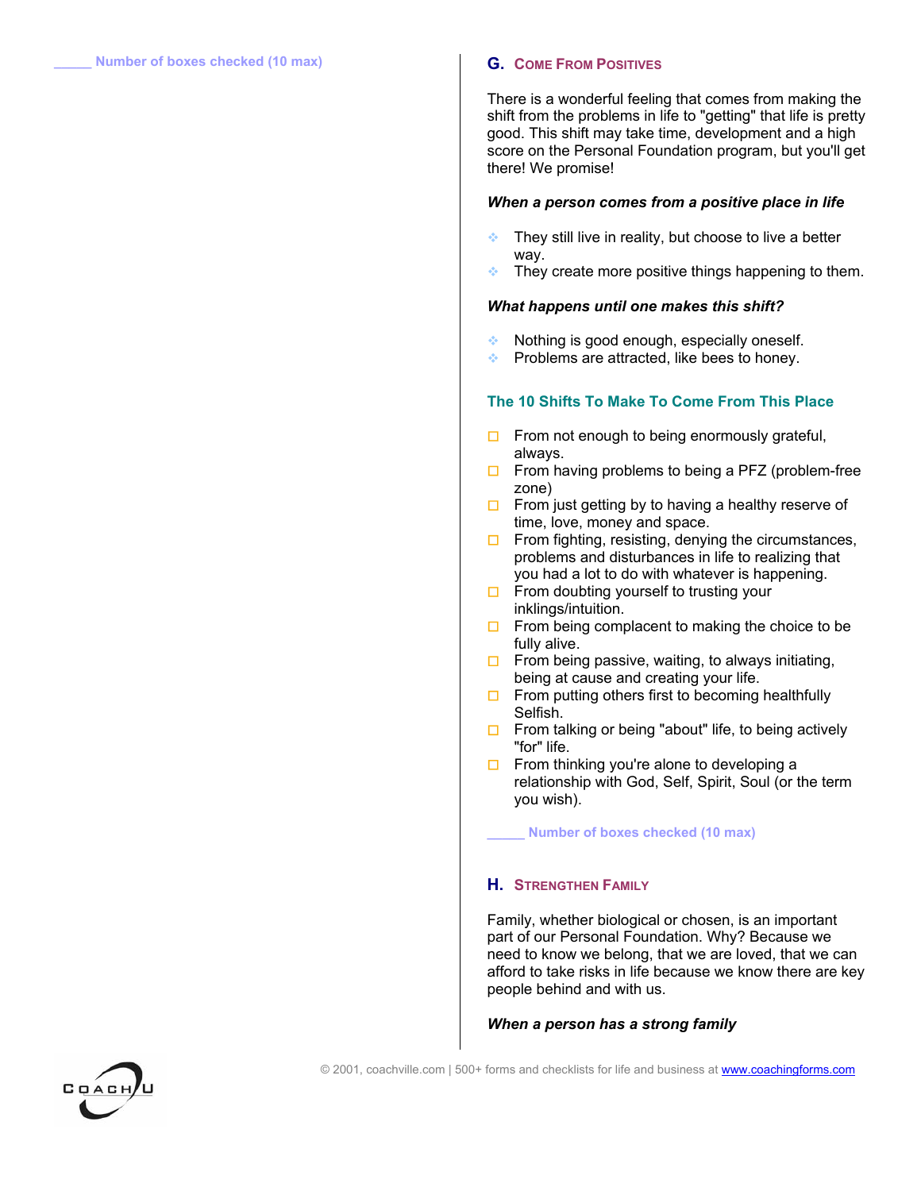_____ Number of boxes checked (10 max)

## G. Come From Positives

There is a wonderful feeling that comes from making the shift from the problems in life to "getting" that life is pretty good. This shift may take time, development and a high score on the Personal Foundation program, but you'll get there! We promise!

***When a person comes from a positive place in life***

- They still live in reality, but choose to live a better way.
- They create more positive things happening to them.

***What happens until one makes this shift?***

- Nothing is good enough, especially oneself.
- Problems are attracted, like bees to honey.

### The 10 Shifts To Make To Come From This Place

- ☐ From not enough to being enormously grateful, always.
- ☐ From having problems to being a PFZ (problem-free zone)
- ☐ From just getting by to having a healthy reserve of time, love, money and space.
- ☐ From fighting, resisting, denying the circumstances, problems and disturbances in life to realizing that you had a lot to do with whatever is happening.
- ☐ From doubting yourself to trusting your inklings/intuition.
- ☐ From being complacent to making the choice to be fully alive.
- ☐ From being passive, waiting, to always initiating, being at cause and creating your life.
- ☐ From putting others first to becoming healthfully Selfish.
- ☐ From talking or being "about" life, to being actively "for" life.
- ☐ From thinking you're alone to developing a relationship with God, Self, Spirit, Soul (or the term you wish).

_____ Number of boxes checked (10 max)

## H. Strengthen Family

Family, whether biological or chosen, is an important part of our Personal Foundation. Why? Because we need to know we belong, that we are loved, that we can afford to take risks in life because we know there are key people behind and with us.

***When a person has a strong family***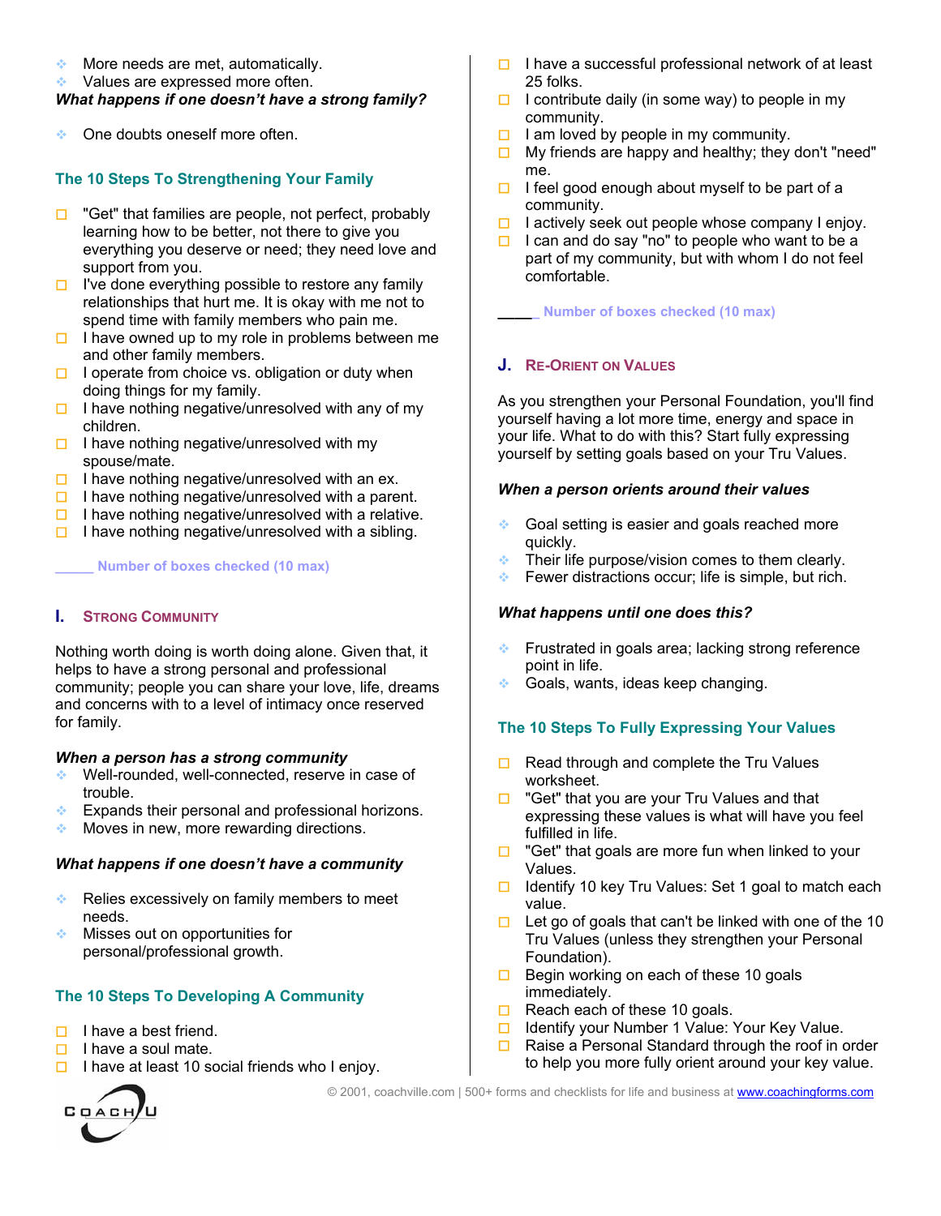- More needs are met, automatically.
- Values are expressed more often.

***What happens if one doesn't have a strong family?***

- One doubts oneself more often.

### The 10 Steps To Strengthening Your Family

- ☐ "Get" that families are people, not perfect, probably learning how to be better, not there to give you everything you deserve or need; they need love and support from you.
- ☐ I've done everything possible to restore any family relationships that hurt me. It is okay with me not to spend time with family members who pain me.
- ☐ I have owned up to my role in problems between me and other family members.
- ☐ I operate from choice vs. obligation or duty when doing things for my family.
- ☐ I have nothing negative/unresolved with any of my children.
- ☐ I have nothing negative/unresolved with my spouse/mate.
- ☐ I have nothing negative/unresolved with an ex.
- ☐ I have nothing negative/unresolved with a parent.
- ☐ I have nothing negative/unresolved with a relative.
- ☐ I have nothing negative/unresolved with a sibling.

_____ Number of boxes checked (10 max)

## I. Strong Community

Nothing worth doing is worth doing alone. Given that, it helps to have a strong personal and professional community; people you can share your love, life, dreams and concerns with to a level of intimacy once reserved for family.

***When a person has a strong community***

- Well-rounded, well-connected, reserve in case of trouble.
- Expands their personal and professional horizons.
- Moves in new, more rewarding directions.

***What happens if one doesn't have a community***

- Relies excessively on family members to meet needs.
- Misses out on opportunities for personal/professional growth.

### The 10 Steps To Developing A Community

- ☐ I have a best friend.
- ☐ I have a soul mate.
- ☐ I have at least 10 social friends who I enjoy.
- ☐ I have a successful professional network of at least 25 folks.
- ☐ I contribute daily (in some way) to people in my community.
- ☐ I am loved by people in my community.
- ☐ My friends are happy and healthy; they don't "need" me.
- ☐ I feel good enough about myself to be part of a community.
- ☐ I actively seek out people whose company I enjoy.
- ☐ I can and do say "no" to people who want to be a part of my community, but with whom I do not feel comfortable.

_____ Number of boxes checked (10 max)

## J. Re-Orient on Values

As you strengthen your Personal Foundation, you'll find yourself having a lot more time, energy and space in your life. What to do with this? Start fully expressing yourself by setting goals based on your Tru Values.

***When a person orients around their values***

- Goal setting is easier and goals reached more quickly.
- Their life purpose/vision comes to them clearly.
- Fewer distractions occur; life is simple, but rich.

***What happens until one does this?***

- Frustrated in goals area; lacking strong reference point in life.
- Goals, wants, ideas keep changing.

### The 10 Steps To Fully Expressing Your Values

- ☐ Read through and complete the Tru Values worksheet.
- ☐ "Get" that you are your Tru Values and that expressing these values is what will have you feel fulfilled in life.
- ☐ "Get" that goals are more fun when linked to your Values.
- ☐ Identify 10 key Tru Values: Set 1 goal to match each value.
- ☐ Let go of goals that can't be linked with one of the 10 Tru Values (unless they strengthen your Personal Foundation).
- ☐ Begin working on each of these 10 goals immediately.
- ☐ Reach each of these 10 goals.
- ☐ Identify your Number 1 Value: Your Key Value.
- ☐ Raise a Personal Standard through the roof in order to help you more fully orient around your key value.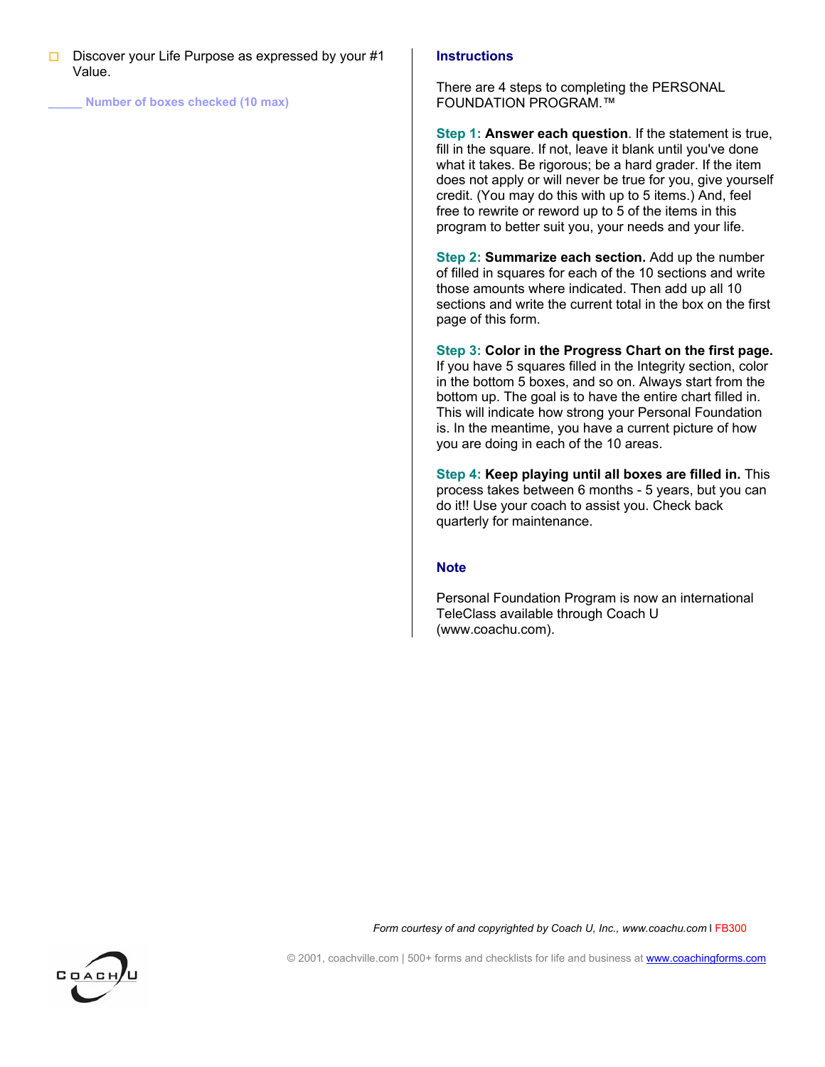- [ ] Discover your Life Purpose as expressed by your #1 Value.

_____ **Number of boxes checked (10 max)**

### Instructions

There are 4 steps to completing the PERSONAL FOUNDATION PROGRAM.™

**Step 1: Answer each question**. If the statement is true, fill in the square. If not, leave it blank until you've done what it takes. Be rigorous; be a hard grader. If the item does not apply or will never be true for you, give yourself credit. (You may do this with up to 5 items.) And, feel free to rewrite or reword up to 5 of the items in this program to better suit you, your needs and your life.

**Step 2: Summarize each section.** Add up the number of filled in squares for each of the 10 sections and write those amounts where indicated. Then add up all 10 sections and write the current total in the box on the first page of this form.

**Step 3: Color in the Progress Chart on the first page.** If you have 5 squares filled in the Integrity section, color in the bottom 5 boxes, and so on. Always start from the bottom up. The goal is to have the entire chart filled in. This will indicate how strong your Personal Foundation is. In the meantime, you have a current picture of how you are doing in each of the 10 areas.

**Step 4: Keep playing until all boxes are filled in.** This process takes between 6 months - 5 years, but you can do it!! Use your coach to assist you. Check back quarterly for maintenance.

### Note

Personal Foundation Program is now an international TeleClass available through Coach U (www.coachu.com).

*Form courtesy of and copyrighted by Coach U, Inc., www.coachu.com* I FB300

© 2001, coachville.com | 500+ forms and checklists for life and business at www.coachingforms.com